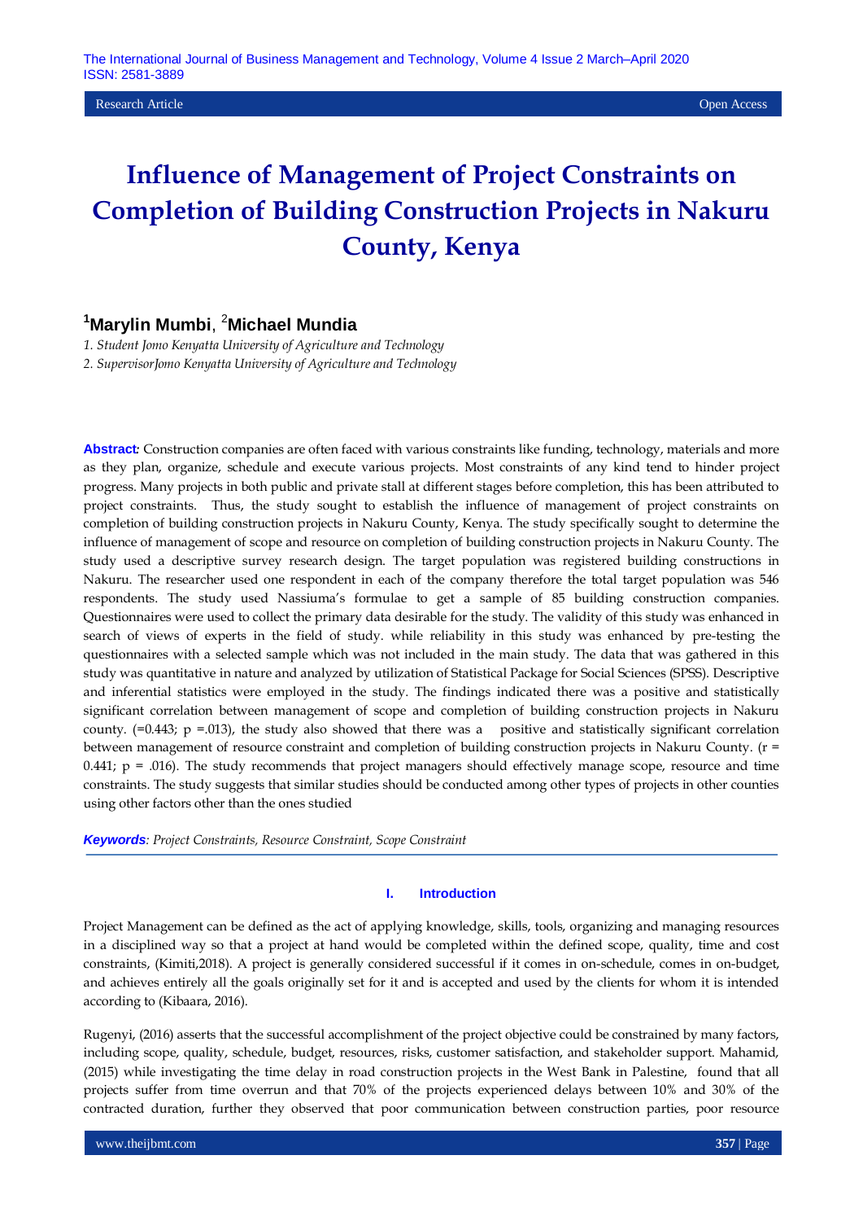# Influence of Management of Project Constraints on Completion of Building Construction Projects in Nakuru County, Kenya

[1]**Marylin Mumbi**, [2]**Michael Mundia**

*1. Student Jomo Kenyatta University of Agriculture and Technology*

*2. SupervisorJomo Kenyatta University of Agriculture and Technology*

***Abstract:*** Construction companies are often faced with various constraints like funding, technology, materials and more as they plan, organize, schedule and execute various projects. Most constraints of any kind tend to hinder project progress. Many projects in both public and private stall at different stages before completion, this has been attributed to project constraints. Thus, the study sought to establish the influence of management of project constraints on completion of building construction projects in Nakuru County, Kenya. The study specifically sought to determine the influence of management of scope and resource on completion of building construction projects in Nakuru County. The study used a descriptive survey research design. The target population was registered building constructions in Nakuru. The researcher used one respondent in each of the company therefore the total target population was 546 respondents. The study used Nassiuma's formulae to get a sample of 85 building construction companies. Questionnaires were used to collect the primary data desirable for the study. The validity of this study was enhanced in search of views of experts in the field of study. while reliability in this study was enhanced by pre-testing the questionnaires with a selected sample which was not included in the main study. The data that was gathered in this study was quantitative in nature and analyzed by utilization of Statistical Package for Social Sciences (SPSS). Descriptive and inferential statistics were employed in the study. The findings indicated there was a positive and statistically significant correlation between management of scope and completion of building construction projects in Nakuru county. (=0.443; p =.013), the study also showed that there was a positive and statistically significant correlation between management of resource constraint and completion of building construction projects in Nakuru County. (r = 0.441; p = .016). The study recommends that project managers should effectively manage scope, resource and time constraints. The study suggests that similar studies should be conducted among other types of projects in other counties using other factors other than the ones studied

***Keywords****: Project Constraints, Resource Constraint, Scope Constraint*

## I. Introduction

Project Management can be defined as the act of applying knowledge, skills, tools, organizing and managing resources in a disciplined way so that a project at hand would be completed within the defined scope, quality, time and cost constraints, (Kimiti,2018). A project is generally considered successful if it comes in on-schedule, comes in on-budget, and achieves entirely all the goals originally set for it and is accepted and used by the clients for whom it is intended according to (Kibaara, 2016).

Rugenyi, (2016) asserts that the successful accomplishment of the project objective could be constrained by many factors, including scope, quality, schedule, budget, resources, risks, customer satisfaction, and stakeholder support. Mahamid, (2015) while investigating the time delay in road construction projects in the West Bank in Palestine, found that all projects suffer from time overrun and that 70% of the projects experienced delays between 10% and 30% of the contracted duration, further they observed that poor communication between construction parties, poor resource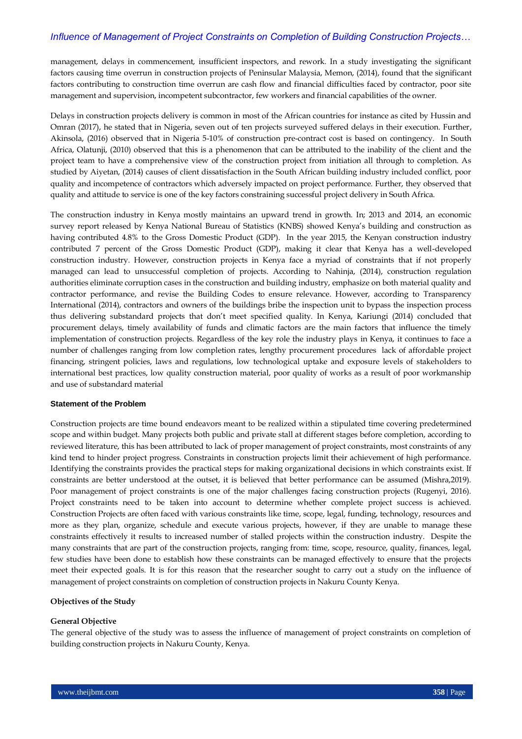management, delays in commencement, insufficient inspectors, and rework. In a study investigating the significant factors causing time overrun in construction projects of Peninsular Malaysia, Memon, (2014), found that the significant factors contributing to construction time overrun are cash flow and financial difficulties faced by contractor, poor site management and supervision, incompetent subcontractor, few workers and financial capabilities of the owner.

Delays in construction projects delivery is common in most of the African countries for instance as cited by Hussin and Omran (2017), he stated that in Nigeria, seven out of ten projects surveyed suffered delays in their execution. Further, Akinsola, (2016) observed that in Nigeria 5-10% of construction pre-contract cost is based on contingency. In South Africa, Olatunji, (2010) observed that this is a phenomenon that can be attributed to the inability of the client and the project team to have a comprehensive view of the construction project from initiation all through to completion. As studied by Aiyetan, (2014) causes of client dissatisfaction in the South African building industry included conflict, poor quality and incompetence of contractors which adversely impacted on project performance. Further, they observed that quality and attitude to service is one of the key factors constraining successful project delivery in South Africa.

The construction industry in Kenya mostly maintains an upward trend in growth. In; 2013 and 2014, an economic survey report released by Kenya National Bureau of Statistics (KNBS) showed Kenya's building and construction as having contributed 4.8% to the Gross Domestic Product (GDP). In the year 2015, the Kenyan construction industry contributed 7 percent of the Gross Domestic Product (GDP), making it clear that Kenya has a well-developed construction industry. However, construction projects in Kenya face a myriad of constraints that if not properly managed can lead to unsuccessful completion of projects. According to Nahinja, (2014), construction regulation authorities eliminate corruption cases in the construction and building industry, emphasize on both material quality and contractor performance, and revise the Building Codes to ensure relevance. However, according to Transparency International (2014), contractors and owners of the buildings bribe the inspection unit to bypass the inspection process thus delivering substandard projects that don't meet specified quality. In Kenya, Kariungi (2014) concluded that procurement delays, timely availability of funds and climatic factors are the main factors that influence the timely implementation of construction projects. Regardless of the key role the industry plays in Kenya, it continues to face a number of challenges ranging from low completion rates, lengthy procurement procedures lack of affordable project financing, stringent policies, laws and regulations, low technological uptake and exposure levels of stakeholders to international best practices, low quality construction material, poor quality of works as a result of poor workmanship and use of substandard material

### Statement of the Problem

Construction projects are time bound endeavors meant to be realized within a stipulated time covering predetermined scope and within budget. Many projects both public and private stall at different stages before completion, according to reviewed literature, this has been attributed to lack of proper management of project constraints, most constraints of any kind tend to hinder project progress. Constraints in construction projects limit their achievement of high performance. Identifying the constraints provides the practical steps for making organizational decisions in which constraints exist. If constraints are better understood at the outset, it is believed that better performance can be assumed (Mishra,2019). Poor management of project constraints is one of the major challenges facing construction projects (Rugenyi, 2016). Project constraints need to be taken into account to determine whether complete project success is achieved. Construction Projects are often faced with various constraints like time, scope, legal, funding, technology, resources and more as they plan, organize, schedule and execute various projects, however, if they are unable to manage these constraints effectively it results to increased number of stalled projects within the construction industry. Despite the many constraints that are part of the construction projects, ranging from: time, scope, resource, quality, finances, legal, few studies have been done to establish how these constraints can be managed effectively to ensure that the projects meet their expected goals. It is for this reason that the researcher sought to carry out a study on the influence of management of project constraints on completion of construction projects in Nakuru County Kenya.

### Objectives of the Study

#### General Objective

The general objective of the study was to assess the influence of management of project constraints on completion of building construction projects in Nakuru County, Kenya.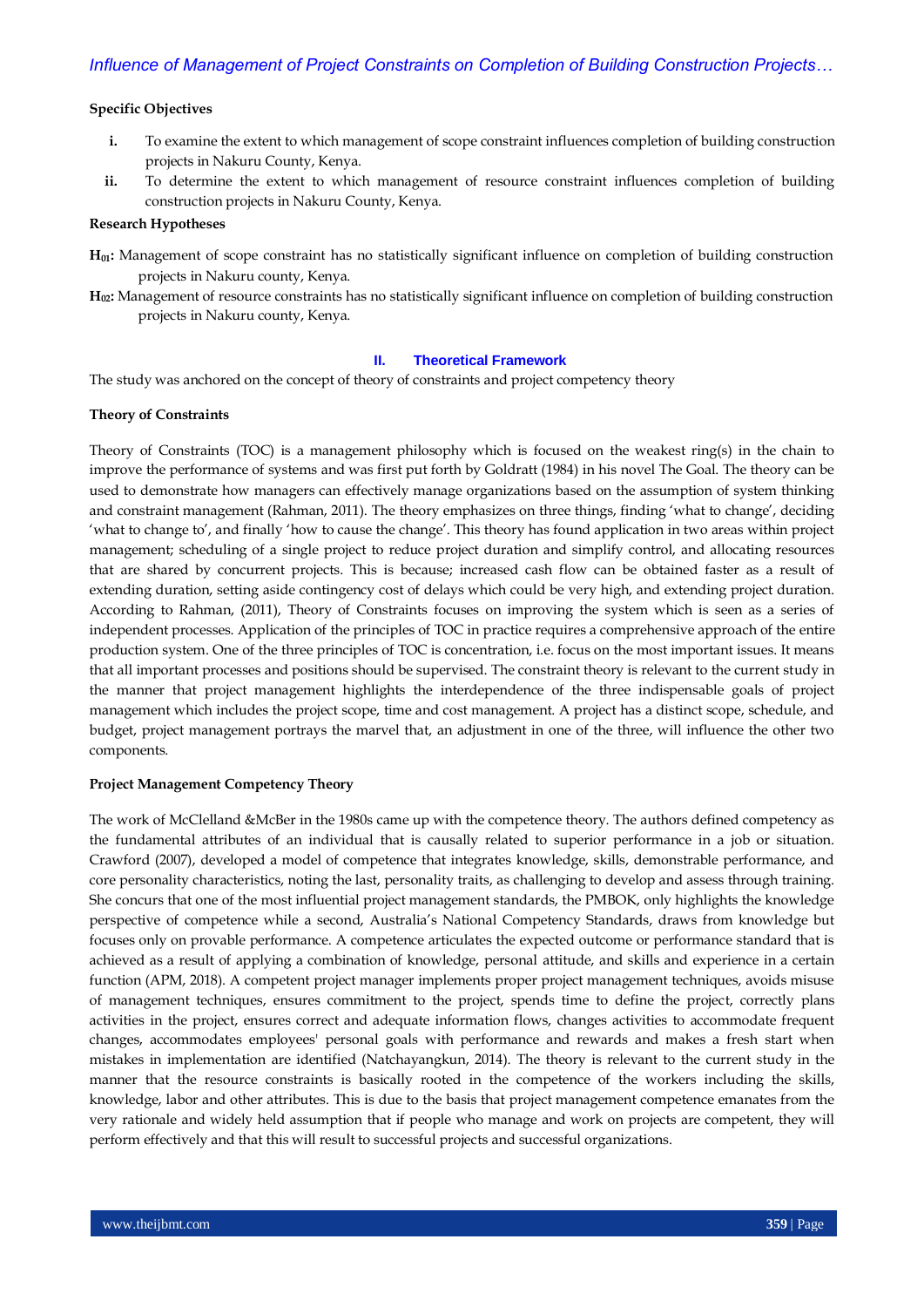**Specific Objectives**

i. To examine the extent to which management of scope constraint influences completion of building construction projects in Nakuru County, Kenya.
ii. To determine the extent to which management of resource constraint influences completion of building construction projects in Nakuru County, Kenya.

**Research Hypotheses**

**$H_{01}$:** Management of scope constraint has no statistically significant influence on completion of building construction projects in Nakuru county, Kenya.

**$H_{02}$:** Management of resource constraints has no statistically significant influence on completion of building construction projects in Nakuru county, Kenya.

## II. Theoretical Framework

The study was anchored on the concept of theory of constraints and project competency theory

**Theory of Constraints**

Theory of Constraints (TOC) is a management philosophy which is focused on the weakest ring(s) in the chain to improve the performance of systems and was first put forth by Goldratt (1984) in his novel The Goal. The theory can be used to demonstrate how managers can effectively manage organizations based on the assumption of system thinking and constraint management (Rahman, 2011). The theory emphasizes on three things, finding 'what to change', deciding 'what to change to', and finally 'how to cause the change'. This theory has found application in two areas within project management; scheduling of a single project to reduce project duration and simplify control, and allocating resources that are shared by concurrent projects. This is because; increased cash flow can be obtained faster as a result of extending duration, setting aside contingency cost of delays which could be very high, and extending project duration. According to Rahman, (2011), Theory of Constraints focuses on improving the system which is seen as a series of independent processes. Application of the principles of TOC in practice requires a comprehensive approach of the entire production system. One of the three principles of TOC is concentration, i.e. focus on the most important issues. It means that all important processes and positions should be supervised. The constraint theory is relevant to the current study in the manner that project management highlights the interdependence of the three indispensable goals of project management which includes the project scope, time and cost management. A project has a distinct scope, schedule, and budget, project management portrays the marvel that, an adjustment in one of the three, will influence the other two components.

**Project Management Competency Theory**

The work of McClelland &McBer in the 1980s came up with the competence theory. The authors defined competency as the fundamental attributes of an individual that is causally related to superior performance in a job or situation. Crawford (2007), developed a model of competence that integrates knowledge, skills, demonstrable performance, and core personality characteristics, noting the last, personality traits, as challenging to develop and assess through training. She concurs that one of the most influential project management standards, the PMBOK, only highlights the knowledge perspective of competence while a second, Australia's National Competency Standards, draws from knowledge but focuses only on provable performance. A competence articulates the expected outcome or performance standard that is achieved as a result of applying a combination of knowledge, personal attitude, and skills and experience in a certain function (APM, 2018). A competent project manager implements proper project management techniques, avoids misuse of management techniques, ensures commitment to the project, spends time to define the project, correctly plans activities in the project, ensures correct and adequate information flows, changes activities to accommodate frequent changes, accommodates employees' personal goals with performance and rewards and makes a fresh start when mistakes in implementation are identified (Natchayangkun, 2014). The theory is relevant to the current study in the manner that the resource constraints is basically rooted in the competence of the workers including the skills, knowledge, labor and other attributes. This is due to the basis that project management competence emanates from the very rationale and widely held assumption that if people who manage and work on projects are competent, they will perform effectively and that this will result to successful projects and successful organizations.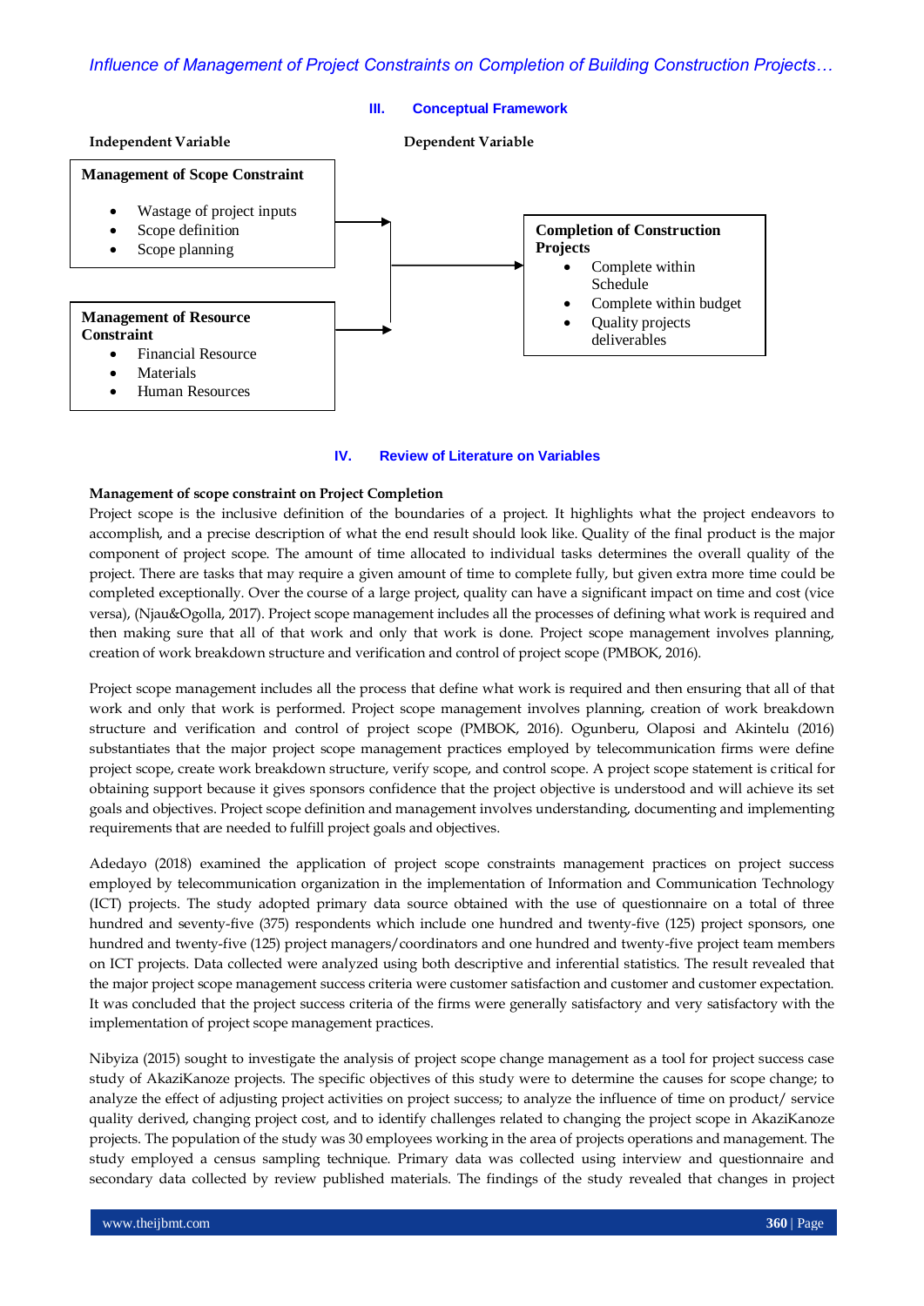## III. Conceptual Framework

**Independent Variable**

**Management of Scope Constraint**

- Wastage of project inputs
- Scope definition
- Scope planning

**Management of Resource Constraint**

- Financial Resource
- Materials
- Human Resources

**Dependent Variable**

**Completion of Construction Projects**

- Complete within Schedule
- Complete within budget
- Quality projects deliverables

## IV. Review of Literature on Variables

**Management of scope constraint on Project Completion**

Project scope is the inclusive definition of the boundaries of a project. It highlights what the project endeavors to accomplish, and a precise description of what the end result should look like. Quality of the final product is the major component of project scope. The amount of time allocated to individual tasks determines the overall quality of the project. There are tasks that may require a given amount of time to complete fully, but given extra more time could be completed exceptionally. Over the course of a large project, quality can have a significant impact on time and cost (vice versa), (Njau&Ogolla, 2017). Project scope management includes all the processes of defining what work is required and then making sure that all of that work and only that work is done. Project scope management involves planning, creation of work breakdown structure and verification and control of project scope (PMBOK, 2016).

Project scope management includes all the process that define what work is required and then ensuring that all of that work and only that work is performed. Project scope management involves planning, creation of work breakdown structure and verification and control of project scope (PMBOK, 2016). Ogunberu, Olaposi and Akintelu (2016) substantiates that the major project scope management practices employed by telecommunication firms were define project scope, create work breakdown structure, verify scope, and control scope. A project scope statement is critical for obtaining support because it gives sponsors confidence that the project objective is understood and will achieve its set goals and objectives. Project scope definition and management involves understanding, documenting and implementing requirements that are needed to fulfill project goals and objectives.

Adedayo (2018) examined the application of project scope constraints management practices on project success employed by telecommunication organization in the implementation of Information and Communication Technology (ICT) projects. The study adopted primary data source obtained with the use of questionnaire on a total of three hundred and seventy-five (375) respondents which include one hundred and twenty-five (125) project sponsors, one hundred and twenty-five (125) project managers/coordinators and one hundred and twenty-five project team members on ICT projects. Data collected were analyzed using both descriptive and inferential statistics. The result revealed that the major project scope management success criteria were customer satisfaction and customer and customer expectation. It was concluded that the project success criteria of the firms were generally satisfactory and very satisfactory with the implementation of project scope management practices.

Nibyiza (2015) sought to investigate the analysis of project scope change management as a tool for project success case study of AkaziKanoze projects. The specific objectives of this study were to determine the causes for scope change; to analyze the effect of adjusting project activities on project success; to analyze the influence of time on product/ service quality derived, changing project cost, and to identify challenges related to changing the project scope in AkaziKanoze projects. The population of the study was 30 employees working in the area of projects operations and management. The study employed a census sampling technique. Primary data was collected using interview and questionnaire and secondary data collected by review published materials. The findings of the study revealed that changes in project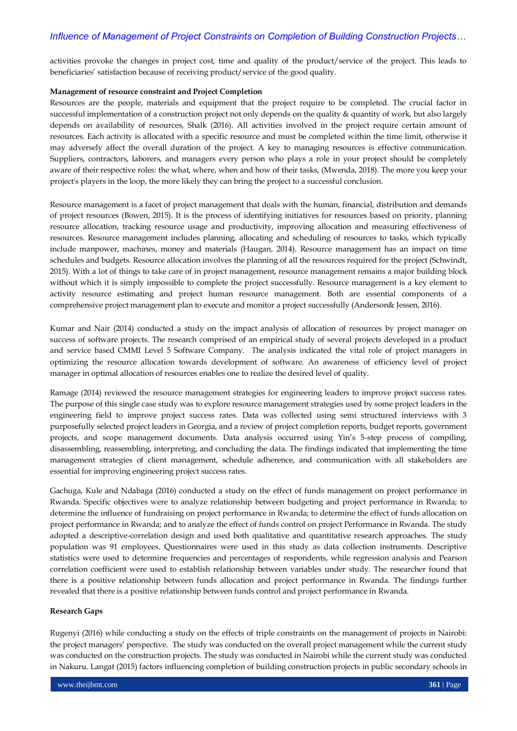activities provoke the changes in project cost, time and quality of the product/service of the project. This leads to beneficiaries' satisfaction because of receiving product/service of the good quality.

**Management of resource constraint and Project Completion**

Resources are the people, materials and equipment that the project require to be completed. The crucial factor in successful implementation of a construction project not only depends on the quality & quantity of work, but also largely depends on availability of resources, Shalk (2016). All activities involved in the project require certain amount of resources. Each activity is allocated with a specific resource and must be completed within the time limit, otherwise it may adversely affect the overall duration of the project. A key to managing resources is effective communication. Suppliers, contractors, laborers, and managers every person who plays a role in your project should be completely aware of their respective roles: the what, where, when and how of their tasks, (Mwenda, 2018). The more you keep your project's players in the loop, the more likely they can bring the project to a successful conclusion.

Resource management is a facet of project management that deals with the human, financial, distribution and demands of project resources (Bowen, 2015). It is the process of identifying initiatives for resources based on priority, planning resource allocation, tracking resource usage and productivity, improving allocation and measuring effectiveness of resources. Resource management includes planning, allocating and scheduling of resources to tasks, which typically include manpower, machines, money and materials (Haugan, 2014). Resource management has an impact on time schedules and budgets. Resource allocation involves the planning of all the resources required for the project (Schwindt, 2015). With a lot of things to take care of in project management, resource management remains a major building block without which it is simply impossible to complete the project successfully. Resource management is a key element to activity resource estimating and project human resource management. Both are essential components of a comprehensive project management plan to execute and monitor a project successfully (Anderson& Jessen, 2016).

Kumar and Nair (2014) conducted a study on the impact analysis of allocation of resources by project manager on success of software projects. The research comprised of an empirical study of several projects developed in a product and service based CMMI Level 5 Software Company. The analysis indicated the vital role of project managers in optimizing the resource allocation towards development of software. An awareness of efficiency level of project manager in optimal allocation of resources enables one to realize the desired level of quality.

Ramage (2014) reviewed the resource management strategies for engineering leaders to improve project success rates. The purpose of this single case study was to explore resource management strategies used by some project leaders in the engineering field to improve project success rates. Data was collected using semi structured interviews with 3 purposefully selected project leaders in Georgia, and a review of project completion reports, budget reports, government projects, and scope management documents. Data analysis occurred using Yin's 5-step process of compiling, disassembling, reassembling, interpreting, and concluding the data. The findings indicated that implementing the time management strategies of client management, schedule adherence, and communication with all stakeholders are essential for improving engineering project success rates.

Gachuga, Kule and Ndabaga (2016) conducted a study on the effect of funds management on project performance in Rwanda. Specific objectives were to analyze relationship between budgeting and project performance in Rwanda; to determine the influence of fundraising on project performance in Rwanda; to determine the effect of funds allocation on project performance in Rwanda; and to analyze the effect of funds control on project Performance in Rwanda. The study adopted a descriptive-correlation design and used both qualitative and quantitative research approaches. The study population was 91 employees. Questionnaires were used in this study as data collection instruments. Descriptive statistics were used to determine frequencies and percentages of respondents, while regression analysis and Pearson correlation coefficient were used to establish relationship between variables under study. The researcher found that there is a positive relationship between funds allocation and project performance in Rwanda. The findings further revealed that there is a positive relationship between funds control and project performance in Rwanda.

**Research Gaps**

Rugenyi (2016) while conducting a study on the effects of triple constraints on the management of projects in Nairobi: the project managers' perspective. The study was conducted on the overall project management while the current study was conducted on the construction projects. The study was conducted in Nairobi while the current study was conducted in Nakuru. Langat (2015) factors influencing completion of building construction projects in public secondary schools in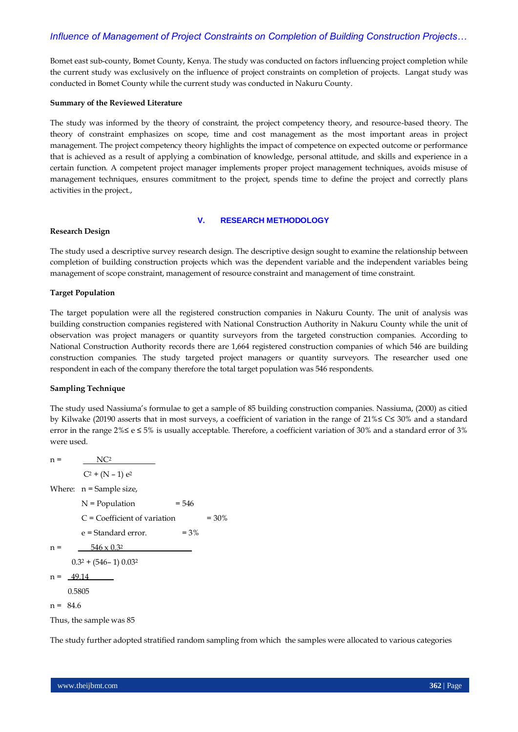Bomet east sub-county, Bomet County, Kenya. The study was conducted on factors influencing project completion while the current study was exclusively on the influence of project constraints on completion of projects. Langat study was conducted in Bomet County while the current study was conducted in Nakuru County.

**Summary of the Reviewed Literature**

The study was informed by the theory of constraint, the project competency theory, and resource-based theory. The theory of constraint emphasizes on scope, time and cost management as the most important areas in project management. The project competency theory highlights the impact of competence on expected outcome or performance that is achieved as a result of applying a combination of knowledge, personal attitude, and skills and experience in a certain function. A competent project manager implements proper project management techniques, avoids misuse of management techniques, ensures commitment to the project, spends time to define the project and correctly plans activities in the project.,

## V. RESEARCH METHODOLOGY

**Research Design**

The study used a descriptive survey research design. The descriptive design sought to examine the relationship between completion of building construction projects which was the dependent variable and the independent variables being management of scope constraint, management of resource constraint and management of time constraint.

**Target Population**

The target population were all the registered construction companies in Nakuru County. The unit of analysis was building construction companies registered with National Construction Authority in Nakuru County while the unit of observation was project managers or quantity surveyors from the targeted construction companies. According to National Construction Authority records there are 1,664 registered construction companies of which 546 are building construction companies. The study targeted project managers or quantity surveyors. The researcher used one respondent in each of the company therefore the total target population was 546 respondents.

**Sampling Technique**

The study used Nassiuma's formulae to get a sample of 85 building construction companies. Nassiuma, (2000) as citied by Kilwake (20190 asserts that in most surveys, a coefficient of variation in the range of 21%≤ C≤ 30% and a standard error in the range 2%≤ e ≤ 5% is usually acceptable. Therefore, a coefficient variation of 30% and a standard error of 3% were used.

$$n = \frac{NC^2}{C^2 + (N - 1)\, e^2}$$

Where: n = Sample size,

N = Population = 546

C = Coefficient of variation = 30%

e = Standard error. = 3%

$$n = \frac{546 \times 0.3^2}{0.3^2 + (546 - 1)\, 0.03^2}$$

$$n = \frac{49.14}{0.5805}$$

$$n = 84.6$$

Thus, the sample was 85

The study further adopted stratified random sampling from which the samples were allocated to various categories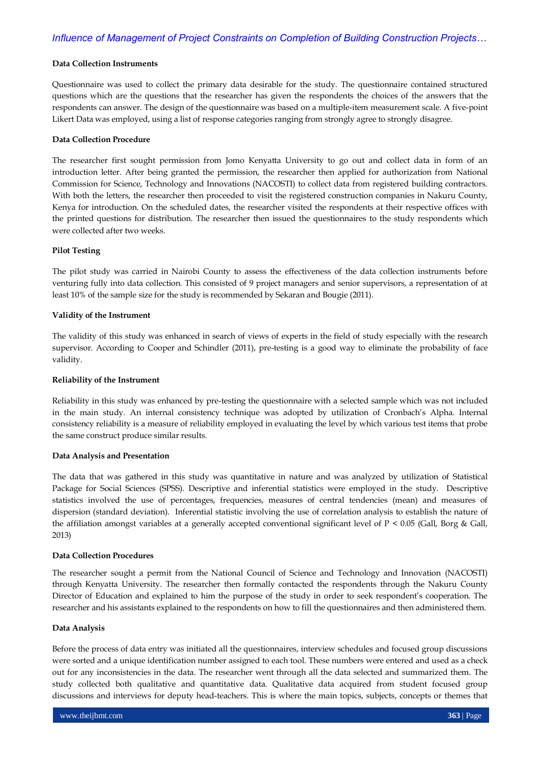### Data Collection Instruments

Questionnaire was used to collect the primary data desirable for the study. The questionnaire contained structured questions which are the questions that the researcher has given the respondents the choices of the answers that the respondents can answer. The design of the questionnaire was based on a multiple-item measurement scale. A five-point Likert Data was employed, using a list of response categories ranging from strongly agree to strongly disagree.

### Data Collection Procedure

The researcher first sought permission from Jomo Kenyatta University to go out and collect data in form of an introduction letter. After being granted the permission, the researcher then applied for authorization from National Commission for Science, Technology and Innovations (NACOSTI) to collect data from registered building contractors. With both the letters, the researcher then proceeded to visit the registered construction companies in Nakuru County, Kenya for introduction. On the scheduled dates, the researcher visited the respondents at their respective offices with the printed questions for distribution. The researcher then issued the questionnaires to the study respondents which were collected after two weeks.

### Pilot Testing

The pilot study was carried in Nairobi County to assess the effectiveness of the data collection instruments before venturing fully into data collection. This consisted of 9 project managers and senior supervisors, a representation of at least 10% of the sample size for the study is recommended by Sekaran and Bougie (2011).

### Validity of the Instrument

The validity of this study was enhanced in search of views of experts in the field of study especially with the research supervisor. According to Cooper and Schindler (2011), pre-testing is a good way to eliminate the probability of face validity.

### Reliability of the Instrument

Reliability in this study was enhanced by pre-testing the questionnaire with a selected sample which was not included in the main study. An internal consistency technique was adopted by utilization of Cronbach's Alpha. Internal consistency reliability is a measure of reliability employed in evaluating the level by which various test items that probe the same construct produce similar results.

### Data Analysis and Presentation

The data that was gathered in this study was quantitative in nature and was analyzed by utilization of Statistical Package for Social Sciences (SPSS). Descriptive and inferential statistics were employed in the study. Descriptive statistics involved the use of percentages, frequencies, measures of central tendencies (mean) and measures of dispersion (standard deviation). Inferential statistic involving the use of correlation analysis to establish the nature of the affiliation amongst variables at a generally accepted conventional significant level of $P < 0.05$ (Gall, Borg & Gall, 2013)

### Data Collection Procedures

The researcher sought a permit from the National Council of Science and Technology and Innovation (NACOSTI) through Kenyatta University. The researcher then formally contacted the respondents through the Nakuru County Director of Education and explained to him the purpose of the study in order to seek respondent's cooperation. The researcher and his assistants explained to the respondents on how to fill the questionnaires and then administered them.

### Data Analysis

Before the process of data entry was initiated all the questionnaires, interview schedules and focused group discussions were sorted and a unique identification number assigned to each tool. These numbers were entered and used as a check out for any inconsistencies in the data. The researcher went through all the data selected and summarized them. The study collected both qualitative and quantitative data. Qualitative data acquired from student focused group discussions and interviews for deputy head-teachers. This is where the main topics, subjects, concepts or themes that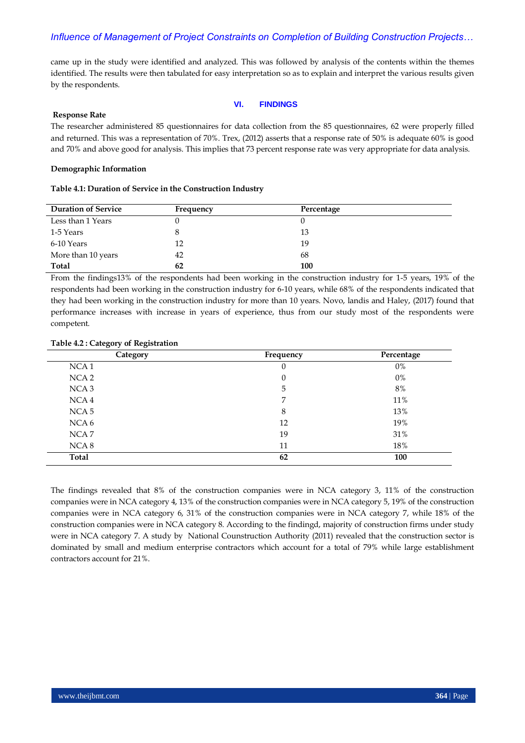came up in the study were identified and analyzed. This was followed by analysis of the contents within the themes identified. The results were then tabulated for easy interpretation so as to explain and interpret the various results given by the respondents.

## VI. FINDINGS

**Response Rate**

The researcher administered 85 questionnaires for data collection from the 85 questionnaires, 62 were properly filled and returned. This was a representation of 70%. Trex, (2012) asserts that a response rate of 50% is adequate 60% is good and 70% and above good for analysis. This implies that 73 percent response rate was very appropriate for data analysis.

**Demographic Information**

**Table 4.1: Duration of Service in the Construction Industry**

| Duration of Service | Frequency | Percentage |
|---|---|---|
| Less than 1 Years | 0 | 0 |
| 1-5 Years | 8 | 13 |
| 6-10 Years | 12 | 19 |
| More than 10 years | 42 | 68 |
| **Total** | **62** | **100** |

From the findings13% of the respondents had been working in the construction industry for 1-5 years, 19% of the respondents had been working in the construction industry for 6-10 years, while 68% of the respondents indicated that they had been working in the construction industry for more than 10 years. Novo, landis and Haley, (2017) found that performance increases with increase in years of experience, thus from our study most of the respondents were competent.

**Table 4.2 : Category of Registration**

| Category | Frequency | Percentage |
|---|---|---|
| NCA 1 | 0 | 0% |
| NCA 2 | 0 | 0% |
| NCA 3 | 5 | 8% |
| NCA 4 | 7 | 11% |
| NCA 5 | 8 | 13% |
| NCA 6 | 12 | 19% |
| NCA 7 | 19 | 31% |
| NCA 8 | 11 | 18% |
| **Total** | **62** | **100** |

The findings revealed that 8% of the construction companies were in NCA category 3, 11% of the construction companies were in NCA category 4, 13% of the construction companies were in NCA category 5, 19% of the construction companies were in NCA category 6, 31% of the construction companies were in NCA category 7, while 18% of the construction companies were in NCA category 8. According to the findingd, majority of construction firms under study were in NCA category 7. A study by National Counstruction Authority (2011) revealed that the construction sector is dominated by small and medium enterprise contractors which account for a total of 79% while large establishment contractors account for 21%.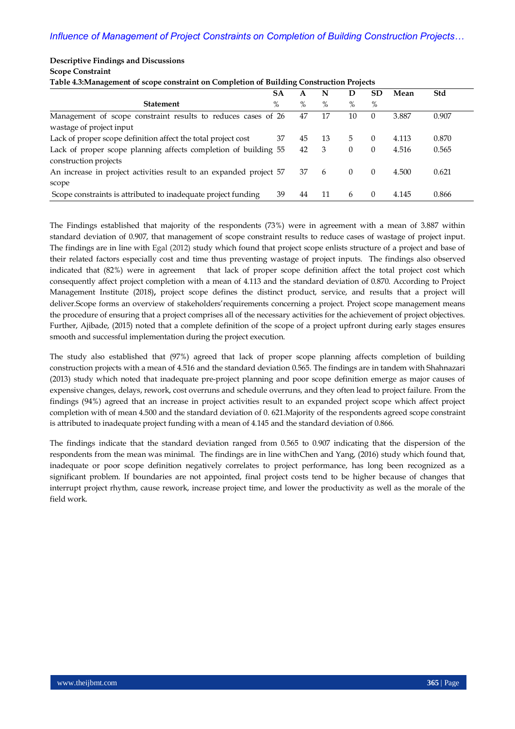**Descriptive Findings and Discussions**

**Scope Constraint**

**Table 4.3:Management of scope constraint on Completion of Building Construction Projects**

| Statement | SA % | A % | N % | D % | SD % | Mean | Std |
|---|---|---|---|---|---|---|---|
| Management of scope constraint results to reduces cases of wastage of project input | 26 | 47 | 17 | 10 | 0 | 3.887 | 0.907 |
| Lack of proper scope definition affect the total project cost | 37 | 45 | 13 | 5 | 0 | 4.113 | 0.870 |
| Lack of proper scope planning affects completion of building construction projects | 55 | 42 | 3 | 0 | 0 | 4.516 | 0.565 |
| An increase in project activities result to an expanded project scope | 57 | 37 | 6 | 0 | 0 | 4.500 | 0.621 |
| Scope constraints is attributed to inadequate project funding | 39 | 44 | 11 | 6 | 0 | 4.145 | 0.866 |

The Findings established that majority of the respondents (73%) were in agreement with a mean of 3.887 within standard deviation of 0.907, that management of scope constraint results to reduce cases of wastage of project input. The findings are in line with Egal (2012) study which found that project scope enlists structure of a project and base of their related factors especially cost and time thus preventing wastage of project inputs. The findings also observed indicated that (82%) were in agreement that lack of proper scope definition affect the total project cost which consequently affect project completion with a mean of 4.113 and the standard deviation of 0.870. According to Project Management Institute (2018), project scope defines the distinct product, service, and results that a project will deliver.Scope forms an overview of stakeholders'requirements concerning a project. Project scope management means the procedure of ensuring that a project comprises all of the necessary activities for the achievement of project objectives. Further, Ajibade, (2015) noted that a complete definition of the scope of a project upfront during early stages ensures smooth and successful implementation during the project execution.

The study also established that (97%) agreed that lack of proper scope planning affects completion of building construction projects with a mean of 4.516 and the standard deviation 0.565. The findings are in tandem with Shahnazari (2013) study which noted that inadequate pre-project planning and poor scope definition emerge as major causes of expensive changes, delays, rework, cost overruns and schedule overruns, and they often lead to project failure. From the findings (94%) agreed that an increase in project activities result to an expanded project scope which affect project completion with of mean 4.500 and the standard deviation of 0. 621.Majority of the respondents agreed scope constraint is attributed to inadequate project funding with a mean of 4.145 and the standard deviation of 0.866.

The findings indicate that the standard deviation ranged from 0.565 to 0.907 indicating that the dispersion of the respondents from the mean was minimal. The findings are in line withChen and Yang, (2016) study which found that, inadequate or poor scope definition negatively correlates to project performance, has long been recognized as a significant problem. If boundaries are not appointed, final project costs tend to be higher because of changes that interrupt project rhythm, cause rework, increase project time, and lower the productivity as well as the morale of the field work.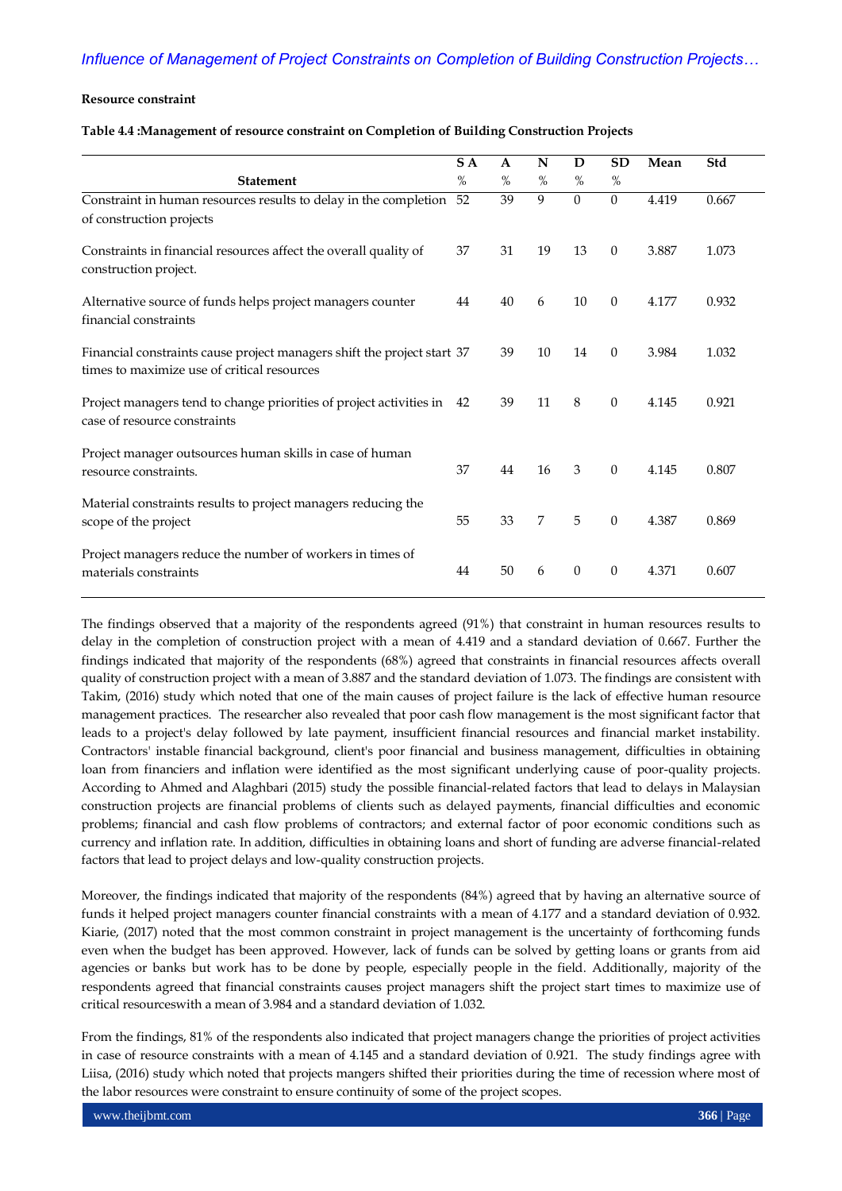**Resource constraint**

**Table 4.4 :Management of resource constraint on Completion of Building Construction Projects**

| Statement | S A % | A % | N % | D % | SD % | Mean | Std |
|---|---|---|---|---|---|---|---|
| Constraint in human resources results to delay in the completion of construction projects | 52 | 39 | 9 | 0 | 0 | 4.419 | 0.667 |
| Constraints in financial resources affect the overall quality of construction project. | 37 | 31 | 19 | 13 | 0 | 3.887 | 1.073 |
| Alternative source of funds helps project managers counter financial constraints | 44 | 40 | 6 | 10 | 0 | 4.177 | 0.932 |
| Financial constraints cause project managers shift the project start times to maximize use of critical resources | 37 | 39 | 10 | 14 | 0 | 3.984 | 1.032 |
| Project managers tend to change priorities of project activities in case of resource constraints | 42 | 39 | 11 | 8 | 0 | 4.145 | 0.921 |
| Project manager outsources human skills in case of human resource constraints. | 37 | 44 | 16 | 3 | 0 | 4.145 | 0.807 |
| Material constraints results to project managers reducing the scope of the project | 55 | 33 | 7 | 5 | 0 | 4.387 | 0.869 |
| Project managers reduce the number of workers in times of materials constraints | 44 | 50 | 6 | 0 | 0 | 4.371 | 0.607 |

The findings observed that a majority of the respondents agreed (91%) that constraint in human resources results to delay in the completion of construction project with a mean of 4.419 and a standard deviation of 0.667. Further the findings indicated that majority of the respondents (68%) agreed that constraints in financial resources affects overall quality of construction project with a mean of 3.887 and the standard deviation of 1.073. The findings are consistent with Takim, (2016) study which noted that one of the main causes of project failure is the lack of effective human resource management practices. The researcher also revealed that poor cash flow management is the most significant factor that leads to a project's delay followed by late payment, insufficient financial resources and financial market instability. Contractors' instable financial background, client's poor financial and business management, difficulties in obtaining loan from financiers and inflation were identified as the most significant underlying cause of poor-quality projects. According to Ahmed and Alaghbari (2015) study the possible financial-related factors that lead to delays in Malaysian construction projects are financial problems of clients such as delayed payments, financial difficulties and economic problems; financial and cash flow problems of contractors; and external factor of poor economic conditions such as currency and inflation rate. In addition, difficulties in obtaining loans and short of funding are adverse financial-related factors that lead to project delays and low-quality construction projects.

Moreover, the findings indicated that majority of the respondents (84%) agreed that by having an alternative source of funds it helped project managers counter financial constraints with a mean of 4.177 and a standard deviation of 0.932. Kiarie, (2017) noted that the most common constraint in project management is the uncertainty of forthcoming funds even when the budget has been approved. However, lack of funds can be solved by getting loans or grants from aid agencies or banks but work has to be done by people, especially people in the field. Additionally, majority of the respondents agreed that financial constraints causes project managers shift the project start times to maximize use of critical resourceswith a mean of 3.984 and a standard deviation of 1.032.

From the findings, 81% of the respondents also indicated that project managers change the priorities of project activities in case of resource constraints with a mean of 4.145 and a standard deviation of 0.921. The study findings agree with Liisa, (2016) study which noted that projects mangers shifted their priorities during the time of recession where most of the labor resources were constraint to ensure continuity of some of the project scopes.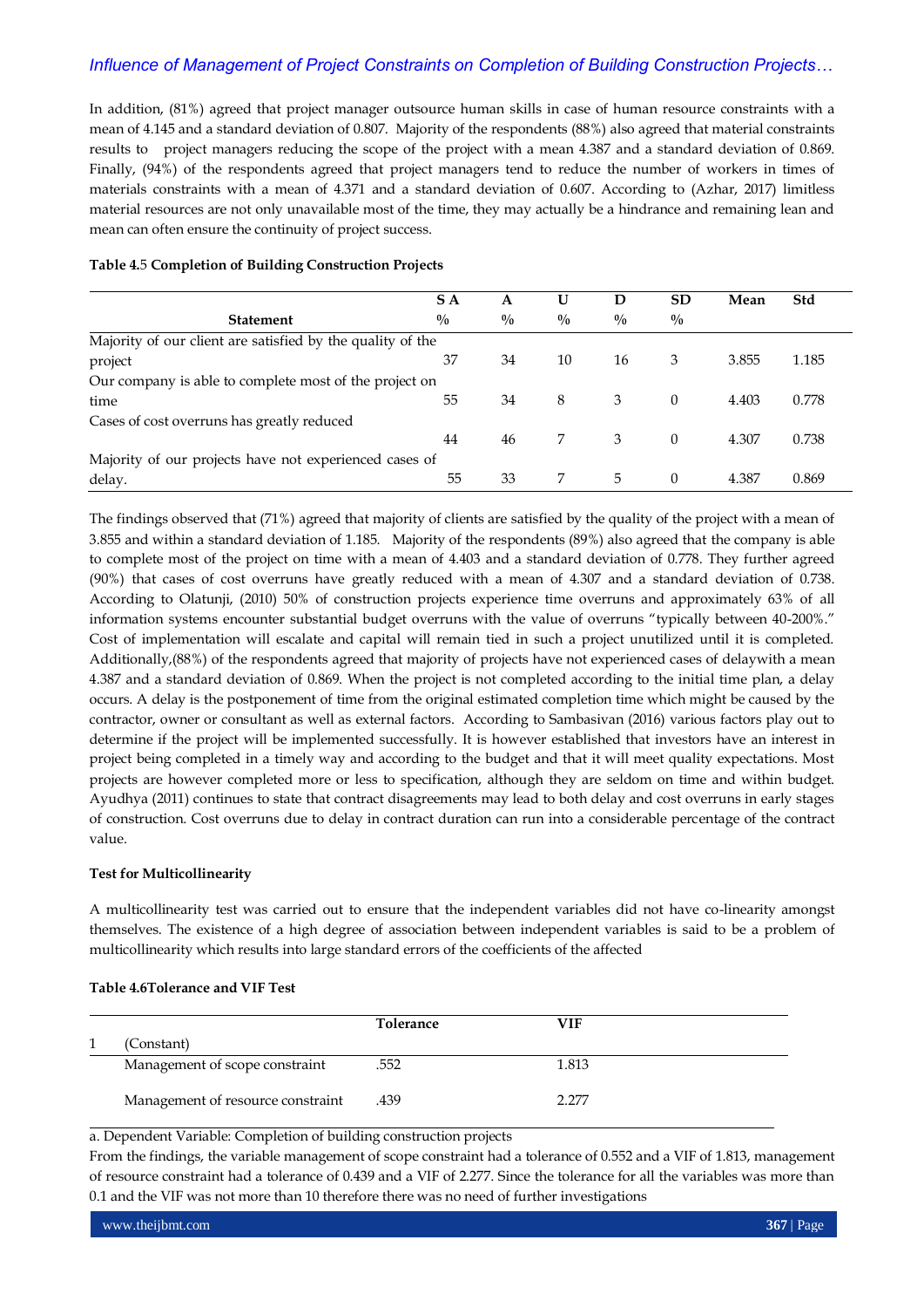In addition, (81%) agreed that project manager outsource human skills in case of human resource constraints with a mean of 4.145 and a standard deviation of 0.807. Majority of the respondents (88%) also agreed that material constraints results to project managers reducing the scope of the project with a mean 4.387 and a standard deviation of 0.869. Finally, (94%) of the respondents agreed that project managers tend to reduce the number of workers in times of materials constraints with a mean of 4.371 and a standard deviation of 0.607. According to (Azhar, 2017) limitless material resources are not only unavailable most of the time, they may actually be a hindrance and remaining lean and mean can often ensure the continuity of project success.

**Table 4.5 Completion of Building Construction Projects**

| Statement | S A % | A % | U % | D % | SD % | Mean | Std |
|---|---|---|---|---|---|---|---|
| Majority of our client are satisfied by the quality of the project | 37 | 34 | 10 | 16 | 3 | 3.855 | 1.185 |
| Our company is able to complete most of the project on time | 55 | 34 | 8 | 3 | 0 | 4.403 | 0.778 |
| Cases of cost overruns has greatly reduced | 44 | 46 | 7 | 3 | 0 | 4.307 | 0.738 |
| Majority of our projects have not experienced cases of delay. | 55 | 33 | 7 | 5 | 0 | 4.387 | 0.869 |

The findings observed that (71%) agreed that majority of clients are satisfied by the quality of the project with a mean of 3.855 and within a standard deviation of 1.185. Majority of the respondents (89%) also agreed that the company is able to complete most of the project on time with a mean of 4.403 and a standard deviation of 0.778. They further agreed (90%) that cases of cost overruns have greatly reduced with a mean of 4.307 and a standard deviation of 0.738. According to Olatunji, (2010) 50% of construction projects experience time overruns and approximately 63% of all information systems encounter substantial budget overruns with the value of overruns "typically between 40-200%." Cost of implementation will escalate and capital will remain tied in such a project unutilized until it is completed. Additionally,(88%) of the respondents agreed that majority of projects have not experienced cases of delaywith a mean 4.387 and a standard deviation of 0.869. When the project is not completed according to the initial time plan, a delay occurs. A delay is the postponement of time from the original estimated completion time which might be caused by the contractor, owner or consultant as well as external factors. According to Sambasivan (2016) various factors play out to determine if the project will be implemented successfully. It is however established that investors have an interest in project being completed in a timely way and according to the budget and that it will meet quality expectations. Most projects are however completed more or less to specification, although they are seldom on time and within budget. Ayudhya (2011) continues to state that contract disagreements may lead to both delay and cost overruns in early stages of construction. Cost overruns due to delay in contract duration can run into a considerable percentage of the contract value.

**Test for Multicollinearity**

A multicollinearity test was carried out to ensure that the independent variables did not have co-linearity amongst themselves. The existence of a high degree of association between independent variables is said to be a problem of multicollinearity which results into large standard errors of the coefficients of the affected

**Table 4.6Tolerance and VIF Test**

| | | Tolerance | VIF |
|---|---|---|---|
| 1 | (Constant) | | |
| | Management of scope constraint | .552 | 1.813 |
| | Management of resource constraint | .439 | 2.277 |

a. Dependent Variable: Completion of building construction projects

From the findings, the variable management of scope constraint had a tolerance of 0.552 and a VIF of 1.813, management of resource constraint had a tolerance of 0.439 and a VIF of 2.277. Since the tolerance for all the variables was more than 0.1 and the VIF was not more than 10 therefore there was no need of further investigations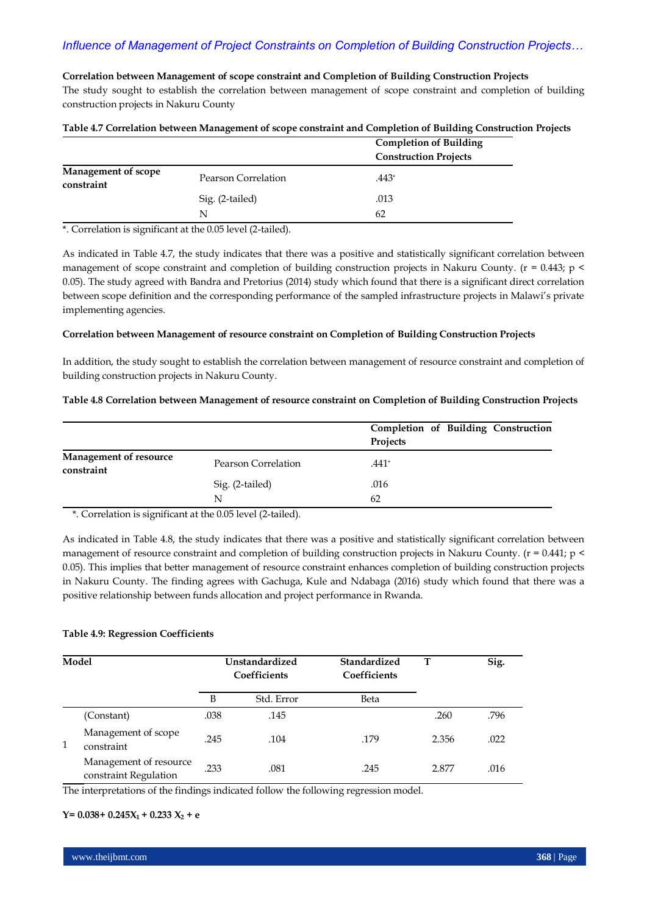**Correlation between Management of scope constraint and Completion of Building Construction Projects**

The study sought to establish the correlation between management of scope constraint and completion of building construction projects in Nakuru County

**Table 4.7 Correlation between Management of scope constraint and Completion of Building Construction Projects**

| | | Completion of Building Construction Projects |
|---|---|---|
| **Management of scope constraint** | Pearson Correlation | .443* |
| | Sig. (2-tailed) | .013 |
| | N | 62 |

*. Correlation is significant at the 0.05 level (2-tailed).

As indicated in Table 4.7, the study indicates that there was a positive and statistically significant correlation between management of scope constraint and completion of building construction projects in Nakuru County. ($r = 0.443$; $p < 0.05$). The study agreed with Bandra and Pretorius (2014) study which found that there is a significant direct correlation between scope definition and the corresponding performance of the sampled infrastructure projects in Malawi's private implementing agencies.

**Correlation between Management of resource constraint on Completion of Building Construction Projects**

In addition, the study sought to establish the correlation between management of resource constraint and completion of building construction projects in Nakuru County.

**Table 4.8 Correlation between Management of resource constraint on Completion of Building Construction Projects**

| | | Completion of Building Construction Projects |
|---|---|---|
| **Management of resource constraint** | Pearson Correlation | .441* |
| | Sig. (2-tailed) | .016 |
| | N | 62 |

*. Correlation is significant at the 0.05 level (2-tailed).

As indicated in Table 4.8, the study indicates that there was a positive and statistically significant correlation between management of resource constraint and completion of building construction projects in Nakuru County. ($r = 0.441$; $p < 0.05$). This implies that better management of resource constraint enhances completion of building construction projects in Nakuru County. The finding agrees with Gachuga, Kule and Ndabaga (2016) study which found that there was a positive relationship between funds allocation and project performance in Rwanda.

**Table 4.9: Regression Coefficients**

| Model | | Unstandardized Coefficients | | Standardized Coefficients | T | Sig. |
|---|---|---|---|---|---|---|
| | | B | Std. Error | Beta | | |
| 1 | (Constant) | .038 | .145 | | .260 | .796 |
| | Management of scope constraint | .245 | .104 | .179 | 2.356 | .022 |
| | Management of resource constraint Regulation | .233 | .081 | .245 | 2.877 | .016 |

The interpretations of the findings indicated follow the following regression model.

$$Y = 0.038 + 0.245X_1 + 0.233\,X_2 + e$$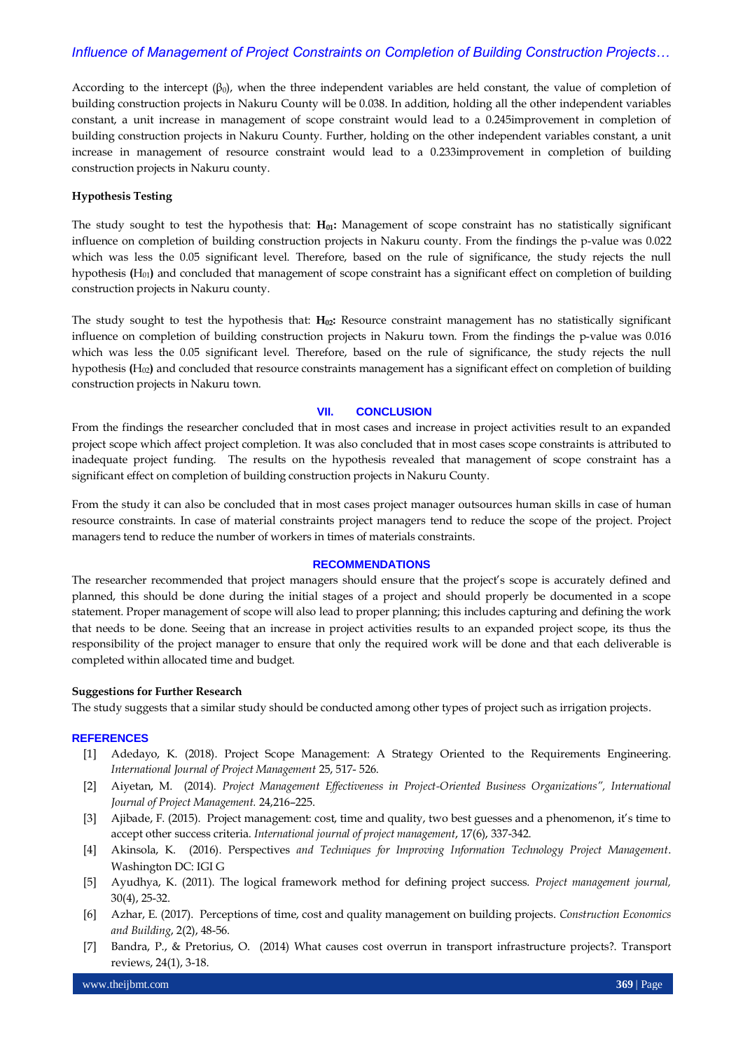According to the intercept ($\beta_0$), when the three independent variables are held constant, the value of completion of building construction projects in Nakuru County will be 0.038. In addition, holding all the other independent variables constant, a unit increase in management of scope constraint would lead to a 0.245improvement in completion of building construction projects in Nakuru County. Further, holding on the other independent variables constant, a unit increase in management of resource constraint would lead to a 0.233improvement in completion of building construction projects in Nakuru county.

**Hypothesis Testing**

The study sought to test the hypothesis that: **$H_{01}$:** Management of scope constraint has no statistically significant influence on completion of building construction projects in Nakuru county. From the findings the p-value was 0.022 which was less the 0.05 significant level. Therefore, based on the rule of significance, the study rejects the null hypothesis **(**$H_{01}$**)** and concluded that management of scope constraint has a significant effect on completion of building construction projects in Nakuru county.

The study sought to test the hypothesis that: **$H_{02}$:** Resource constraint management has no statistically significant influence on completion of building construction projects in Nakuru town. From the findings the p-value was 0.016 which was less the 0.05 significant level. Therefore, based on the rule of significance, the study rejects the null hypothesis **(**$H_{02}$**)** and concluded that resource constraints management has a significant effect on completion of building construction projects in Nakuru town.

## VII. CONCLUSION

From the findings the researcher concluded that in most cases and increase in project activities result to an expanded project scope which affect project completion. It was also concluded that in most cases scope constraints is attributed to inadequate project funding. The results on the hypothesis revealed that management of scope constraint has a significant effect on completion of building construction projects in Nakuru County.

From the study it can also be concluded that in most cases project manager outsources human skills in case of human resource constraints. In case of material constraints project managers tend to reduce the scope of the project. Project managers tend to reduce the number of workers in times of materials constraints.

## RECOMMENDATIONS

The researcher recommended that project managers should ensure that the project's scope is accurately defined and planned, this should be done during the initial stages of a project and should properly be documented in a scope statement. Proper management of scope will also lead to proper planning; this includes capturing and defining the work that needs to be done. Seeing that an increase in project activities results to an expanded project scope, its thus the responsibility of the project manager to ensure that only the required work will be done and that each deliverable is completed within allocated time and budget.

**Suggestions for Further Research**

The study suggests that a similar study should be conducted among other types of project such as irrigation projects.

## REFERENCES

[1] Adedayo, K. (2018). Project Scope Management: A Strategy Oriented to the Requirements Engineering. *International Journal of Project Management* 25, 517- 526.

[2] Aiyetan, M. (2014). *Project Management Effectiveness in Project-Oriented Business Organizations", International Journal of Project Management.* 24,216–225.

[3] Ajibade, F. (2015). Project management: cost, time and quality, two best guesses and a phenomenon, it's time to accept other success criteria. *International journal of project management*, 17(6), 337-342.

[4] Akinsola, K. (2016). Perspectives *and Techniques for Improving Information Technology Project Management*. Washington DC: IGI G

[5] Ayudhya, K. (2011). The logical framework method for defining project success. *Project management journal,* 30(4), 25-32.

[6] Azhar, E. (2017). Perceptions of time, cost and quality management on building projects. *Construction Economics and Building*, 2(2), 48-56.

[7] Bandra, P., & Pretorius, O. (2014) What causes cost overrun in transport infrastructure projects?. Transport reviews, 24(1), 3-18.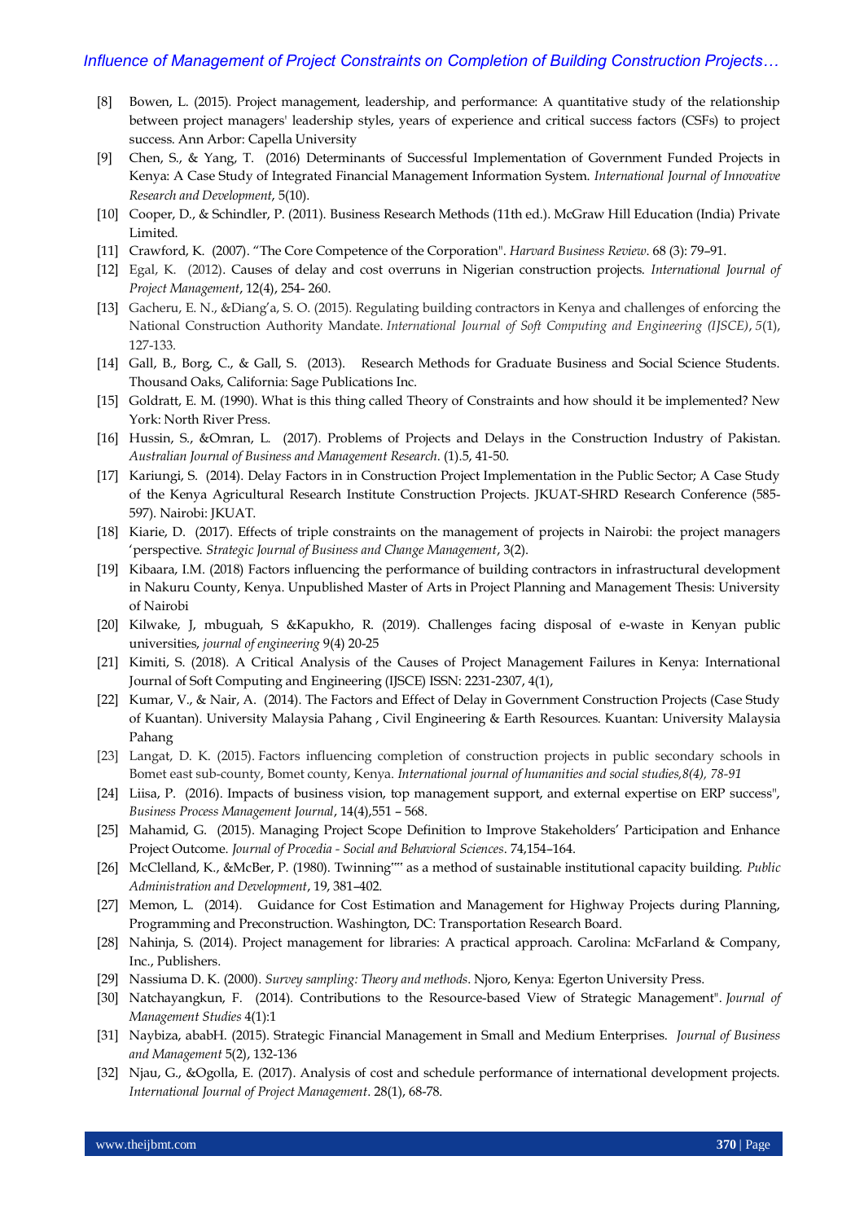[8] Bowen, L. (2015). Project management, leadership, and performance: A quantitative study of the relationship between project managers' leadership styles, years of experience and critical success factors (CSFs) to project success. Ann Arbor: Capella University

[9] Chen, S., & Yang, T. (2016) Determinants of Successful Implementation of Government Funded Projects in Kenya: A Case Study of Integrated Financial Management Information System. *International Journal of Innovative Research and Development*, 5(10).

[10] Cooper, D., & Schindler, P. (2011). Business Research Methods (11th ed.). McGraw Hill Education (India) Private Limited.

[11] Crawford, K. (2007). "The Core Competence of the Corporation". *Harvard Business Review*. 68 (3): 79–91.

[12] Egal, K. (2012). Causes of delay and cost overruns in Nigerian construction projects. *International Journal of Project Management*, 12(4), 254- 260.

[13] Gacheru, E. N., &Diang'a, S. O. (2015). Regulating building contractors in Kenya and challenges of enforcing the National Construction Authority Mandate. *International Journal of Soft Computing and Engineering (IJSCE)*, *5*(1), 127-133.

[14] Gall, B., Borg, C., & Gall, S. (2013). Research Methods for Graduate Business and Social Science Students. Thousand Oaks, California: Sage Publications Inc.

[15] Goldratt, E. M. (1990). What is this thing called Theory of Constraints and how should it be implemented? New York: North River Press.

[16] Hussin, S., &Omran, L. (2017). Problems of Projects and Delays in the Construction Industry of Pakistan. *Australian Journal of Business and Management Research*. (1).5, 41-50.

[17] Kariungi, S. (2014). Delay Factors in in Construction Project Implementation in the Public Sector; A Case Study of the Kenya Agricultural Research Institute Construction Projects. JKUAT-SHRD Research Conference (585-597). Nairobi: JKUAT.

[18] Kiarie, D. (2017). Effects of triple constraints on the management of projects in Nairobi: the project managers 'perspective. *Strategic Journal of Business and Change Management*, 3(2).

[19] Kibaara, I.M. (2018) Factors influencing the performance of building contractors in infrastructural development in Nakuru County, Kenya. Unpublished Master of Arts in Project Planning and Management Thesis: University of Nairobi

[20] Kilwake, J, mbuguah, S &Kapukho, R. (2019). Challenges facing disposal of e-waste in Kenyan public universities, *journal of engineering* 9(4) 20-25

[21] Kimiti, S. (2018). A Critical Analysis of the Causes of Project Management Failures in Kenya: International Journal of Soft Computing and Engineering (IJSCE) ISSN: 2231-2307, 4(1),

[22] Kumar, V., & Nair, A. (2014). The Factors and Effect of Delay in Government Construction Projects (Case Study of Kuantan). University Malaysia Pahang , Civil Engineering & Earth Resources. Kuantan: University Malaysia Pahang

[23] Langat, D. K. (2015). Factors influencing completion of construction projects in public secondary schools in Bomet east sub-county, Bomet county, Kenya. *International journal of humanities and social studies,8(4), 78-91*

[24] Liisa, P. (2016). Impacts of business vision, top management support, and external expertise on ERP success", *Business Process Management Journal*, 14(4),551 – 568.

[25] Mahamid, G. (2015). Managing Project Scope Definition to Improve Stakeholders' Participation and Enhance Project Outcome. *Journal of Procedia - Social and Behavioral Sciences*. 74,154–164.

[26] McClelland, K., &McBer, P. (1980). Twinning"" as a method of sustainable institutional capacity building. *Public Administration and Development*, 19, 381–402.

[27] Memon, L. (2014). Guidance for Cost Estimation and Management for Highway Projects during Planning, Programming and Preconstruction. Washington, DC: Transportation Research Board.

[28] Nahinja, S. (2014). Project management for libraries: A practical approach. Carolina: McFarland & Company, Inc., Publishers.

[29] Nassiuma D. K. (2000). *Survey sampling: Theory and methods*. Njoro, Kenya: Egerton University Press.

[30] Natchayangkun, F. (2014). Contributions to the Resource-based View of Strategic Management". *Journal of Management Studies* 4(1):1

[31] Naybiza, ababH. (2015). Strategic Financial Management in Small and Medium Enterprises. *Journal of Business and Management* 5(2), 132-136

[32] Njau, G., &Ogolla, E. (2017). Analysis of cost and schedule performance of international development projects. *International Journal of Project Management*. 28(1), 68-78.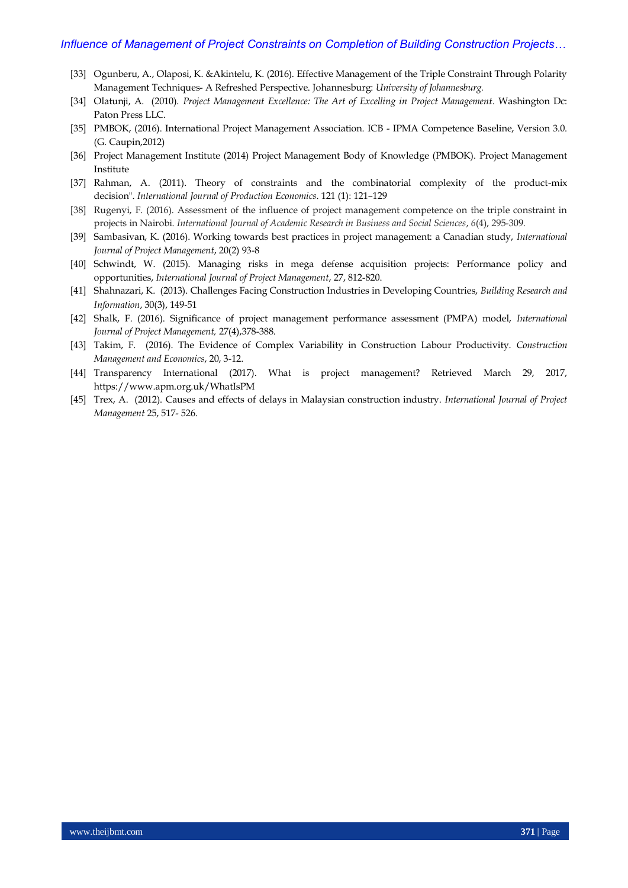[33] Ogunberu, A., Olaposi, K. &Akintelu, K. (2016). Effective Management of the Triple Constraint Through Polarity Management Techniques- A Refreshed Perspective. Johannesburg: *University of Johannesburg*.

[34] Olatunji, A. (2010). *Project Management Excellence: The Art of Excelling in Project Management*. Washington Dc: Paton Press LLC.

[35] PMBOK, (2016). International Project Management Association. ICB - IPMA Competence Baseline, Version 3.0. (G. Caupin,2012)

[36] Project Management Institute (2014) Project Management Body of Knowledge (PMBOK). Project Management Institute

[37] Rahman, A. (2011). Theory of constraints and the combinatorial complexity of the product-mix decision". *International Journal of Production Economics*. 121 (1): 121–129

[38] Rugenyi, F. (2016). Assessment of the influence of project management competence on the triple constraint in projects in Nairobi. *International Journal of Academic Research in Business and Social Sciences*, *6*(4), 295-309.

[39] Sambasivan, K. (2016). Working towards best practices in project management: a Canadian study, *International Journal of Project Management*, 20(2) 93-8

[40] Schwindt, W. (2015). Managing risks in mega defense acquisition projects: Performance policy and opportunities, *International Journal of Project Management*, 27, 812-820.

[41] Shahnazari, K. (2013). Challenges Facing Construction Industries in Developing Countries, *Building Research and Information*, 30(3), 149-51

[42] Shalk, F. (2016). Significance of project management performance assessment (PMPA) model, *International Journal of Project Management,* 27(4),378-388.

[43] Takim, F. (2016). The Evidence of Complex Variability in Construction Labour Productivity. *Construction Management and Economics*, 20, 3-12.

[44] Transparency International (2017). What is project management? Retrieved March 29, 2017, https://www.apm.org.uk/WhatIsPM

[45] Trex, A. (2012). Causes and effects of delays in Malaysian construction industry. *International Journal of Project Management* 25, 517- 526.